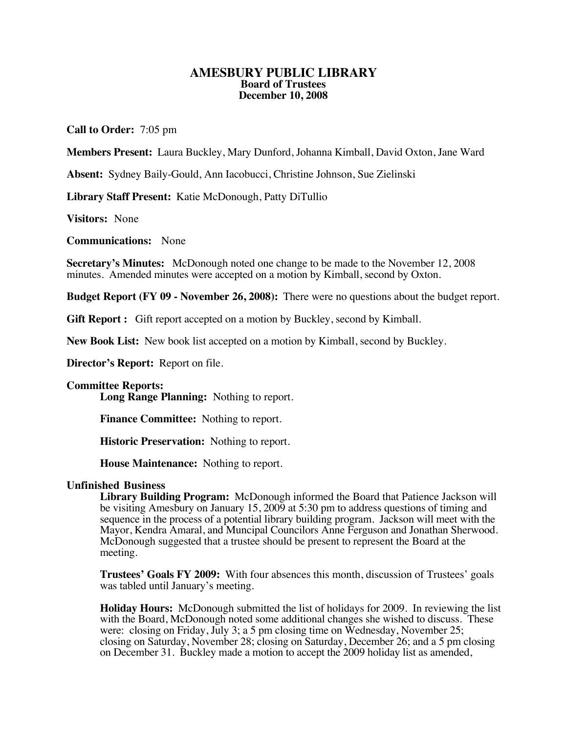# AMESBURY PUBLIC LIBRARY
## Board of Trustees
## December 10, 2008

**Call to Order:** 7:05 pm

**Members Present:** Laura Buckley, Mary Dunford, Johanna Kimball, David Oxton, Jane Ward

**Absent:** Sydney Baily-Gould, Ann Iacobucci, Christine Johnson, Sue Zielinski

**Library Staff Present:** Katie McDonough, Patty DiTullio

**Visitors:** None

**Communications:** None

**Secretary's Minutes:** McDonough noted one change to be made to the November 12, 2008 minutes. Amended minutes were accepted on a motion by Kimball, second by Oxton.

**Budget Report (FY 09 - November 26, 2008):** There were no questions about the budget report.

**Gift Report :** Gift report accepted on a motion by Buckley, second by Kimball.

**New Book List:** New book list accepted on a motion by Kimball, second by Buckley.

**Director's Report:** Report on file.

**Committee Reports:**

**Long Range Planning:** Nothing to report.

**Finance Committee:** Nothing to report.

**Historic Preservation:** Nothing to report.

**House Maintenance:** Nothing to report.

**Unfinished Business**

**Library Building Program:** McDonough informed the Board that Patience Jackson will be visiting Amesbury on January 15, 2009 at 5:30 pm to address questions of timing and sequence in the process of a potential library building program. Jackson will meet with the Mayor, Kendra Amaral, and Muncipal Councilors Anne Ferguson and Jonathan Sherwood. McDonough suggested that a trustee should be present to represent the Board at the meeting.

**Trustees' Goals FY 2009:** With four absences this month, discussion of Trustees' goals was tabled until January's meeting.

**Holiday Hours:** McDonough submitted the list of holidays for 2009. In reviewing the list with the Board, McDonough noted some additional changes she wished to discuss. These were: closing on Friday, July 3; a 5 pm closing time on Wednesday, November 25; closing on Saturday, November 28; closing on Saturday, December 26; and a 5 pm closing on December 31. Buckley made a motion to accept the 2009 holiday list as amended,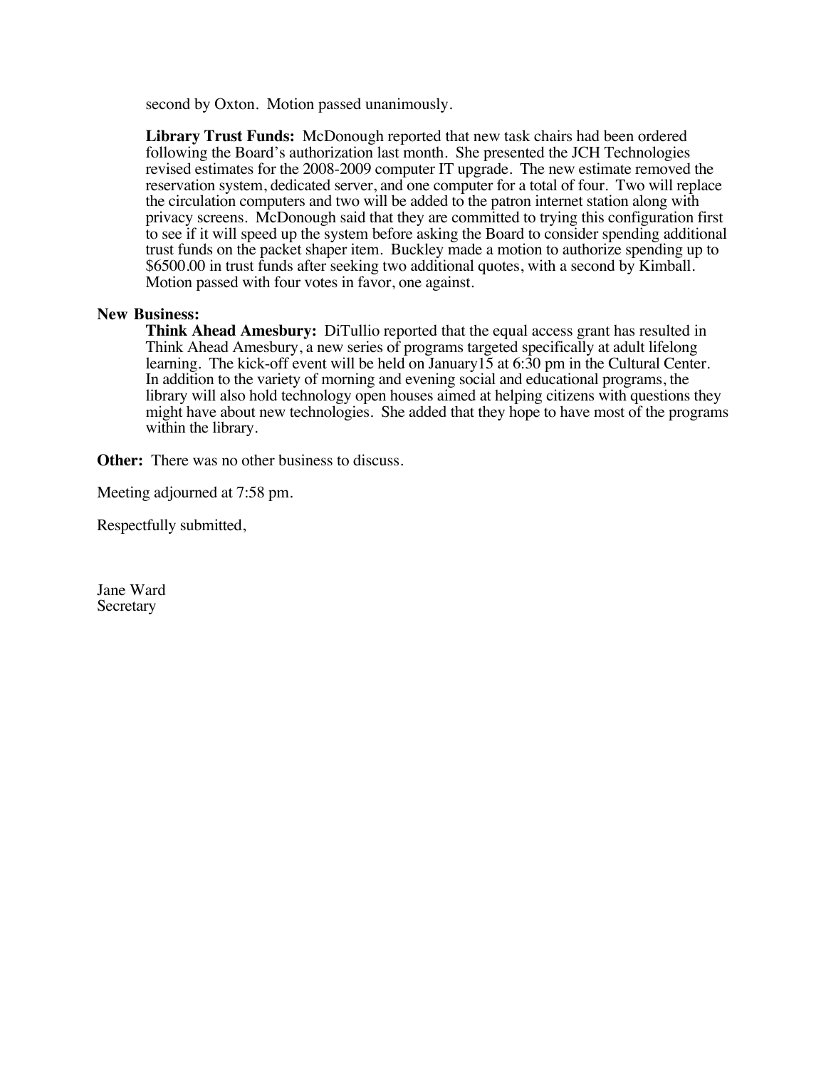second by Oxton. Motion passed unanimously.

**Library Trust Funds:** McDonough reported that new task chairs had been ordered following the Board's authorization last month. She presented the JCH Technologies revised estimates for the 2008-2009 computer IT upgrade. The new estimate removed the reservation system, dedicated server, and one computer for a total of four. Two will replace the circulation computers and two will be added to the patron internet station along with privacy screens. McDonough said that they are committed to trying this configuration first to see if it will speed up the system before asking the Board to consider spending additional trust funds on the packet shaper item. Buckley made a motion to authorize spending up to $6500.00 in trust funds after seeking two additional quotes, with a second by Kimball. Motion passed with four votes in favor, one against.

**New Business:**

**Think Ahead Amesbury:** DiTullio reported that the equal access grant has resulted in Think Ahead Amesbury, a new series of programs targeted specifically at adult lifelong learning. The kick-off event will be held on January15 at 6:30 pm in the Cultural Center. In addition to the variety of morning and evening social and educational programs, the library will also hold technology open houses aimed at helping citizens with questions they might have about new technologies. She added that they hope to have most of the programs within the library.

**Other:** There was no other business to discuss.

Meeting adjourned at 7:58 pm.

Respectfully submitted,

Jane Ward
Secretary